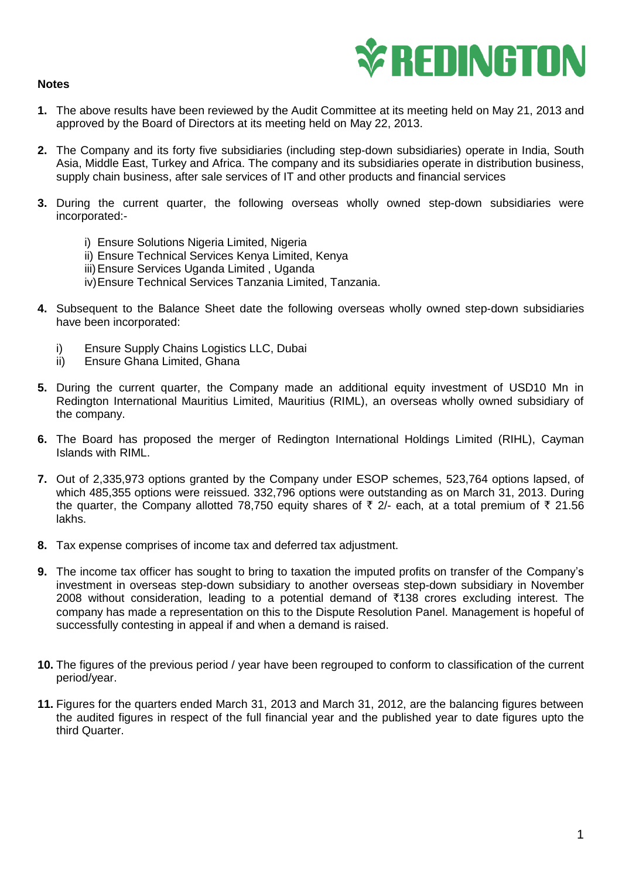REDINGTON

**Notes**

1. The above results have been reviewed by the Audit Committee at its meeting held on May 21, 2013 and approved by the Board of Directors at its meeting held on May 22, 2013.

2. The Company and its forty five subsidiaries (including step-down subsidiaries) operate in India, South Asia, Middle East, Turkey and Africa. The company and its subsidiaries operate in distribution business, supply chain business, after sale services of IT and other products and financial services

3. During the current quarter, the following overseas wholly owned step-down subsidiaries were incorporated:-

   i) Ensure Solutions Nigeria Limited, Nigeria
   ii) Ensure Technical Services Kenya Limited, Kenya
   iii) Ensure Services Uganda Limited , Uganda
   iv) Ensure Technical Services Tanzania Limited, Tanzania.

4. Subsequent to the Balance Sheet date the following overseas wholly owned step-down subsidiaries have been incorporated:

   i) Ensure Supply Chains Logistics LLC, Dubai
   ii) Ensure Ghana Limited, Ghana

5. During the current quarter, the Company made an additional equity investment of USD10 Mn in Redington International Mauritius Limited, Mauritius (RIML), an overseas wholly owned subsidiary of the company.

6. The Board has proposed the merger of Redington International Holdings Limited (RIHL), Cayman Islands with RIML.

7. Out of 2,335,973 options granted by the Company under ESOP schemes, 523,764 options lapsed, of which 485,355 options were reissued. 332,796 options were outstanding as on March 31, 2013. During the quarter, the Company allotted 78,750 equity shares of ₹ 2/- each, at a total premium of ₹ 21.56 lakhs.

8. Tax expense comprises of income tax and deferred tax adjustment.

9. The income tax officer has sought to bring to taxation the imputed profits on transfer of the Company's investment in overseas step-down subsidiary to another overseas step-down subsidiary in November 2008 without consideration, leading to a potential demand of ₹138 crores excluding interest. The company has made a representation on this to the Dispute Resolution Panel. Management is hopeful of successfully contesting in appeal if and when a demand is raised.

10. The figures of the previous period / year have been regrouped to conform to classification of the current period/year.

11. Figures for the quarters ended March 31, 2013 and March 31, 2012, are the balancing figures between the audited figures in respect of the full financial year and the published year to date figures upto the third Quarter.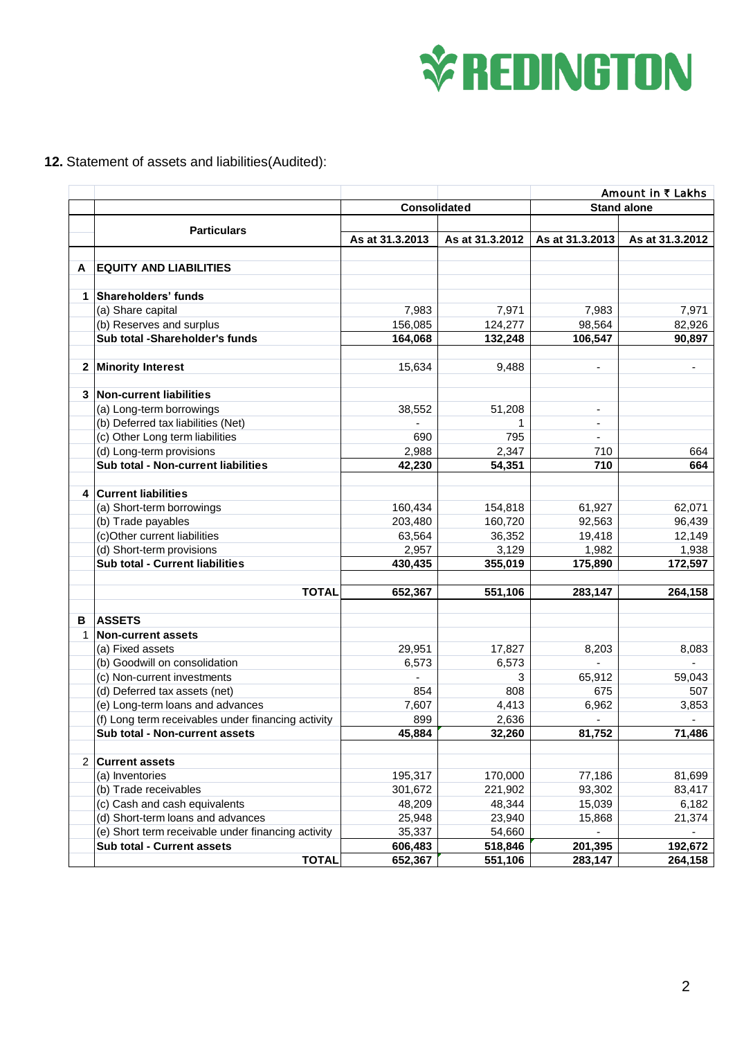**12.** Statement of assets and liabilities(Audited):

Amount in ₹ Lakhs

| | Particulars | Consolidated | | Stand alone | |
|---|---|---|---|---|---|
| | | As at 31.3.2013 | As at 31.3.2012 | As at 31.3.2013 | As at 31.3.2012 |
| **A** | **EQUITY AND LIABILITIES** | | | | |
| **1** | **Shareholders' funds** | | | | |
| | (a) Share capital | 7,983 | 7,971 | 7,983 | 7,971 |
| | (b) Reserves and surplus | 156,085 | 124,277 | 98,564 | 82,926 |
| | **Sub total -Shareholder's funds** | **164,068** | **132,248** | **106,547** | **90,897** |
| **2** | **Minority Interest** | 15,634 | 9,488 | - | - |
| **3** | **Non-current liabilities** | | | | |
| | (a) Long-term borrowings | 38,552 | 51,208 | - | |
| | (b) Deferred tax liabilities (Net) | - | 1 | - | |
| | (c) Other Long term liabilities | 690 | 795 | - | |
| | (d) Long-term provisions | 2,988 | 2,347 | 710 | 664 |
| | **Sub total - Non-current liabilities** | **42,230** | **54,351** | **710** | **664** |
| **4** | **Current liabilities** | | | | |
| | (a) Short-term borrowings | 160,434 | 154,818 | 61,927 | 62,071 |
| | (b) Trade payables | 203,480 | 160,720 | 92,563 | 96,439 |
| | (c)Other current liabilities | 63,564 | 36,352 | 19,418 | 12,149 |
| | (d) Short-term provisions | 2,957 | 3,129 | 1,982 | 1,938 |
| | **Sub total - Current liabilities** | **430,435** | **355,019** | **175,890** | **172,597** |
| | **TOTAL** | **652,367** | **551,106** | **283,147** | **264,158** |
| **B** | **ASSETS** | | | | |
| 1 | **Non-current assets** | | | | |
| | (a) Fixed assets | 29,951 | 17,827 | 8,203 | 8,083 |
| | (b) Goodwill on consolidation | 6,573 | 6,573 | - | - |
| | (c) Non-current investments | - | 3 | 65,912 | 59,043 |
| | (d) Deferred tax assets (net) | 854 | 808 | 675 | 507 |
| | (e) Long-term loans and advances | 7,607 | 4,413 | 6,962 | 3,853 |
| | (f) Long term receivables under financing activity | 899 | 2,636 | - | - |
| | **Sub total - Non-current assets** | **45,884** | **32,260** | **81,752** | **71,486** |
| 2 | **Current assets** | | | | |
| | (a) Inventories | 195,317 | 170,000 | 77,186 | 81,699 |
| | (b) Trade receivables | 301,672 | 221,902 | 93,302 | 83,417 |
| | (c) Cash and cash equivalents | 48,209 | 48,344 | 15,039 | 6,182 |
| | (d) Short-term loans and advances | 25,948 | 23,940 | 15,868 | 21,374 |
| | (e) Short term receivable under financing activity | 35,337 | 54,660 | - | - |
| | **Sub total - Current assets** | **606,483** | **518,846** | **201,395** | **192,672** |
| | **TOTAL** | **652,367** | **551,106** | **283,147** | **264,158** |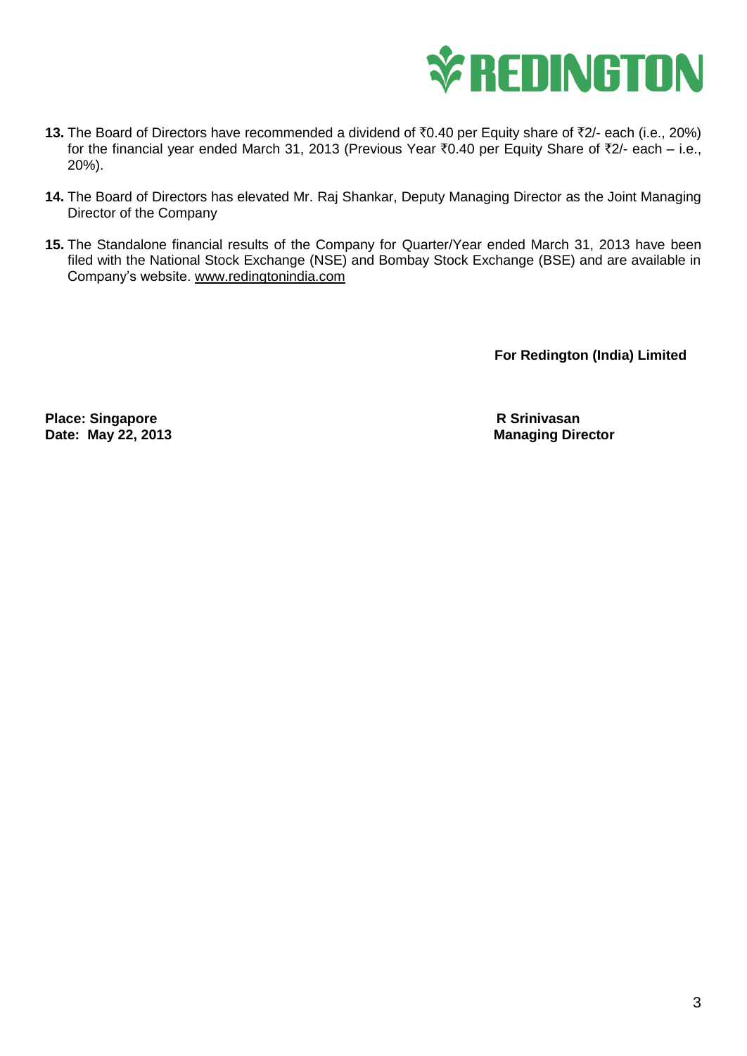13. The Board of Directors have recommended a dividend of ₹0.40 per Equity share of ₹2/- each (i.e., 20%) for the financial year ended March 31, 2013 (Previous Year ₹0.40 per Equity Share of ₹2/- each – i.e., 20%).

14. The Board of Directors has elevated Mr. Raj Shankar, Deputy Managing Director as the Joint Managing Director of the Company

15. The Standalone financial results of the Company for Quarter/Year ended March 31, 2013 have been filed with the National Stock Exchange (NSE) and Bombay Stock Exchange (BSE) and are available in Company's website. www.redingtonindia.com

**For Redington (India) Limited**

**Place: Singapore**
**Date: May 22, 2013**

**R Srinivasan**
**Managing Director**